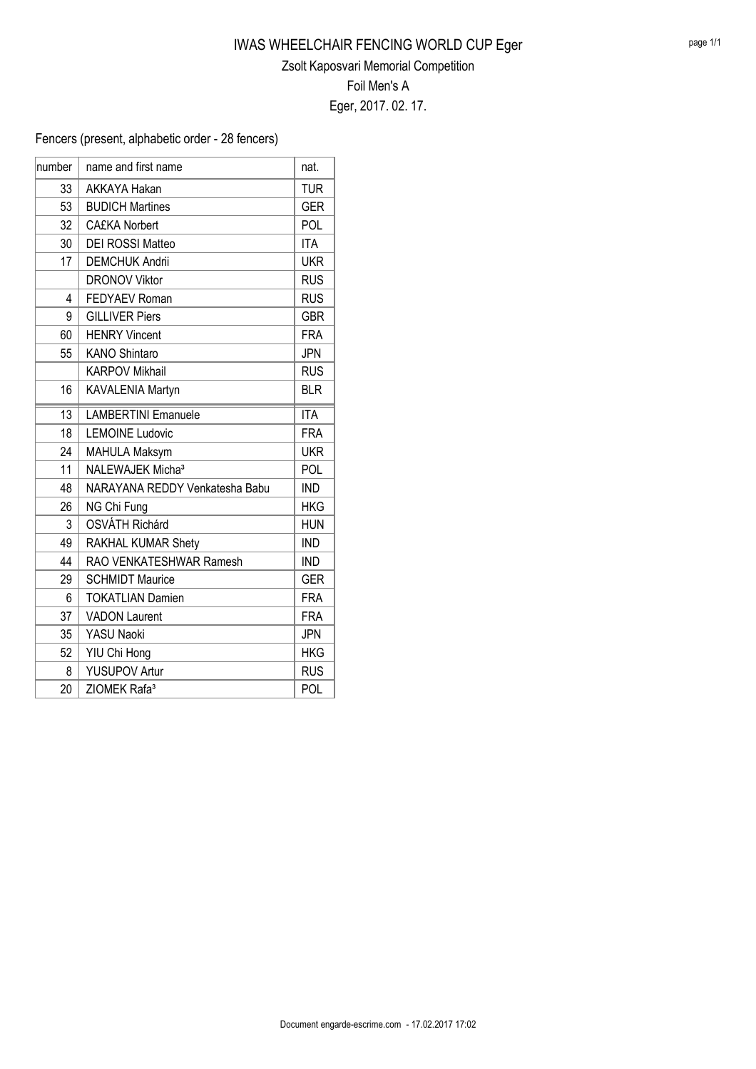# IWAS WHEELCHAIR FENCING WORLD CUP Eger

## Zsolt Kaposvari Memorial Competition

## Foil Men's A

## Eger, 2017. 02. 17.

Fencers (present, alphabetic order - 28 fencers)

| number | name and first name | nat. |
|---|---|---|
| 33 | AKKAYA Hakan | TUR |
| 53 | BUDICH Martines | GER |
| 32 | CA£KA Norbert | POL |
| 30 | DEI ROSSI Matteo | ITA |
| 17 | DEMCHUK Andrii | UKR |
| | DRONOV Viktor | RUS |
| 4 | FEDYAEV Roman | RUS |
| 9 | GILLIVER Piers | GBR |
| 60 | HENRY Vincent | FRA |
| 55 | KANO Shintaro | JPN |
| | KARPOV Mikhail | RUS |
| 16 | KAVALENIA Martyn | BLR |
| 13 | LAMBERTINI Emanuele | ITA |
| 18 | LEMOINE Ludovic | FRA |
| 24 | MAHULA Maksym | UKR |
| 11 | NALEWAJEK Micha³ | POL |
| 48 | NARAYANA REDDY Venkatesha Babu | IND |
| 26 | NG Chi Fung | HKG |
| 3 | OSVÁTH Richárd | HUN |
| 49 | RAKHAL KUMAR Shety | IND |
| 44 | RAO VENKATESHWAR Ramesh | IND |
| 29 | SCHMIDT Maurice | GER |
| 6 | TOKATLIAN Damien | FRA |
| 37 | VADON Laurent | FRA |
| 35 | YASU Naoki | JPN |
| 52 | YIU Chi Hong | HKG |
| 8 | YUSUPOV Artur | RUS |
| 20 | ZIOMEK Rafa³ | POL |

Document engarde-escrime.com - 17.02.2017 17:02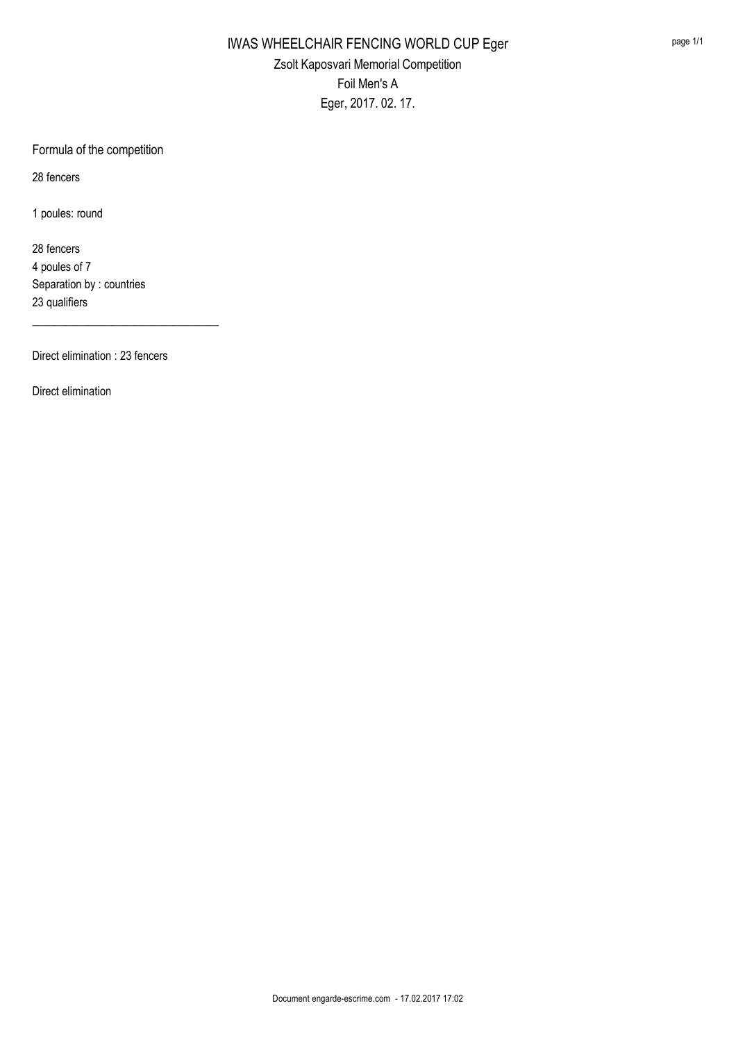# IWAS WHEELCHAIR FENCING WORLD CUP Eger

## Zsolt Kaposvari Memorial Competition

## Foil Men's A

## Eger, 2017. 02. 17.

Formula of the competition

28 fencers

1 poules: round

28 fencers
4 poules of 7
Separation by : countries
23 qualifiers

---

Direct elimination : 23 fencers

Direct elimination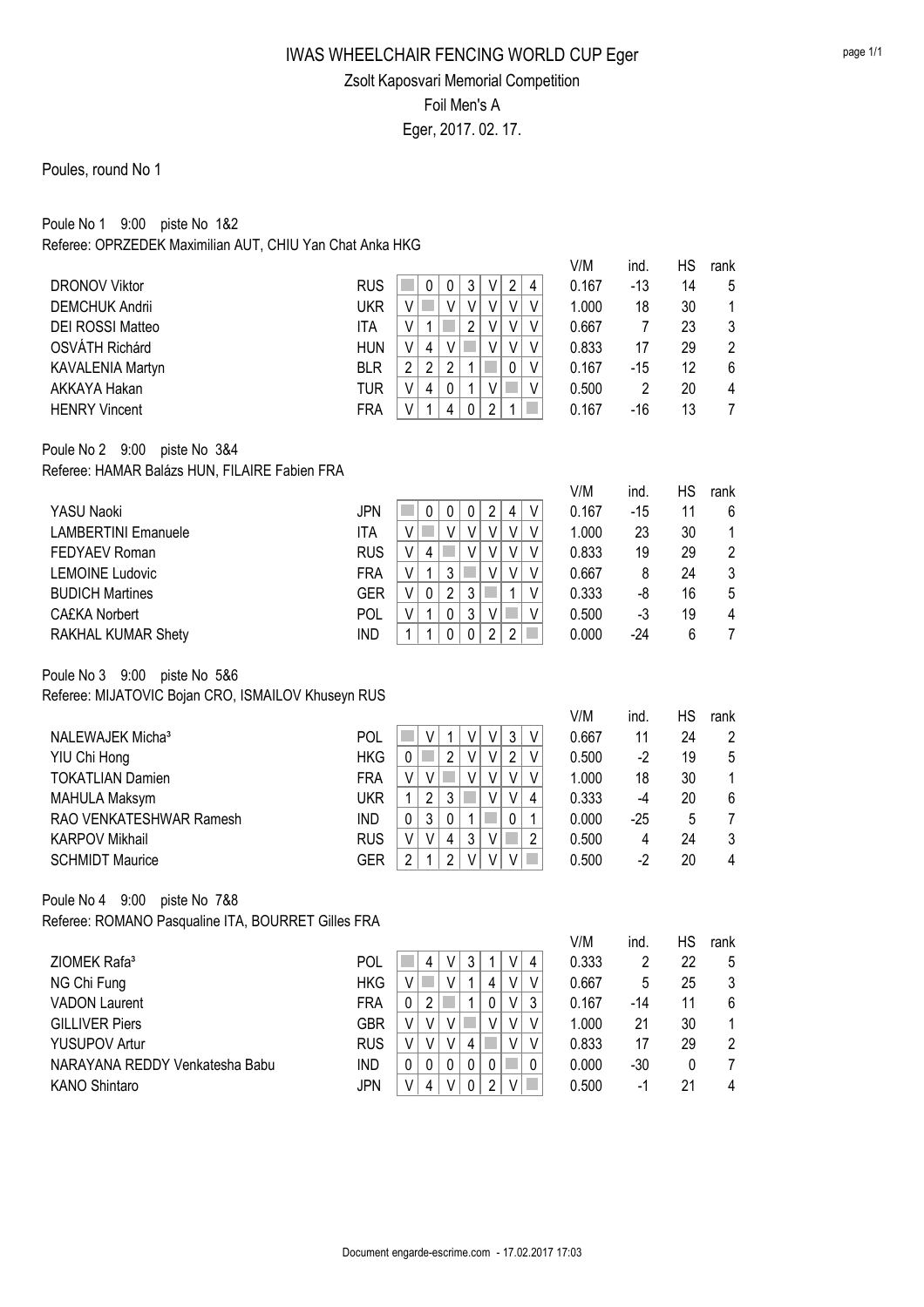# IWAS WHEELCHAIR FENCING WORLD CUP Eger

## Zsolt Kaposvari Memorial Competition

## Foil Men's A

## Eger, 2017. 02. 17.

Poules, round No 1

### Poule No 1 9:00 piste No 1&2

Referee: OPRZEDEK Maximilian AUT, CHIU Yan Chat Anka HKG

| Name | Nation | 1 | 2 | 3 | 4 | 5 | 6 | 7 | V/M | ind. | HS | rank |
|---|---|---|---|---|---|---|---|---|---|---|---|---|
| DRONOV Viktor | RUS | | 0 | 0 | 3 | V | 2 | 4 | 0.167 | -13 | 14 | 5 |
| DEMCHUK Andrii | UKR | V | | V | V | V | V | V | 1.000 | 18 | 30 | 1 |
| DEI ROSSI Matteo | ITA | V | 1 | | 2 | V | V | V | 0.667 | 7 | 23 | 3 |
| OSVÁTH Richárd | HUN | V | 4 | V | | V | V | V | 0.833 | 17 | 29 | 2 |
| KAVALENIA Martyn | BLR | 2 | 2 | 2 | 1 | | 0 | V | 0.167 | -15 | 12 | 6 |
| AKKAYA Hakan | TUR | V | 4 | 0 | 1 | V | | V | 0.500 | 2 | 20 | 4 |
| HENRY Vincent | FRA | V | 1 | 4 | 0 | 2 | 1 | | 0.167 | -16 | 13 | 7 |

### Poule No 2 9:00 piste No 3&4

Referee: HAMAR Balázs HUN, FILAIRE Fabien FRA

| Name | Nation | 1 | 2 | 3 | 4 | 5 | 6 | 7 | V/M | ind. | HS | rank |
|---|---|---|---|---|---|---|---|---|---|---|---|---|
| YASU Naoki | JPN | | 0 | 0 | 0 | 2 | 4 | V | 0.167 | -15 | 11 | 6 |
| LAMBERTINI Emanuele | ITA | V | | V | V | V | V | V | 1.000 | 23 | 30 | 1 |
| FEDYAEV Roman | RUS | V | 4 | | V | V | V | V | 0.833 | 19 | 29 | 2 |
| LEMOINE Ludovic | FRA | V | 1 | 3 | | V | V | V | 0.667 | 8 | 24 | 3 |
| BUDICH Martines | GER | V | 0 | 2 | 3 | | 1 | V | 0.333 | -8 | 16 | 5 |
| CA£KA Norbert | POL | V | 1 | 0 | 3 | V | | V | 0.500 | -3 | 19 | 4 |
| RAKHAL KUMAR Shety | IND | 1 | 1 | 0 | 0 | 2 | 2 | | 0.000 | -24 | 6 | 7 |

### Poule No 3 9:00 piste No 5&6

Referee: MIJATOVIC Bojan CRO, ISMAILOV Khuseyn RUS

| Name | Nation | 1 | 2 | 3 | 4 | 5 | 6 | 7 | V/M | ind. | HS | rank |
|---|---|---|---|---|---|---|---|---|---|---|---|---|
| NALEWAJEK Micha³ | POL | | V | 1 | V | V | 3 | V | 0.667 | 11 | 24 | 2 |
| YIU Chi Hong | HKG | 0 | | 2 | V | V | 2 | V | 0.500 | -2 | 19 | 5 |
| TOKATLIAN Damien | FRA | V | V | | V | V | V | V | 1.000 | 18 | 30 | 1 |
| MAHULA Maksym | UKR | 1 | 2 | 3 | | V | V | 4 | 0.333 | -4 | 20 | 6 |
| RAO VENKATESHWAR Ramesh | IND | 0 | 3 | 0 | 1 | | 0 | 1 | 0.000 | -25 | 5 | 7 |
| KARPOV Mikhail | RUS | V | V | 4 | 3 | V | | 2 | 0.500 | 4 | 24 | 3 |
| SCHMIDT Maurice | GER | 2 | 1 | 2 | V | V | V | | 0.500 | -2 | 20 | 4 |

### Poule No 4 9:00 piste No 7&8

Referee: ROMANO Pasqualine ITA, BOURRET Gilles FRA

| Name | Nation | 1 | 2 | 3 | 4 | 5 | 6 | 7 | V/M | ind. | HS | rank |
|---|---|---|---|---|---|---|---|---|---|---|---|---|
| ZIOMEK Rafa³ | POL | | 4 | V | 3 | 1 | V | 4 | 0.333 | 2 | 22 | 5 |
| NG Chi Fung | HKG | V | | V | 1 | 4 | V | V | 0.667 | 5 | 25 | 3 |
| VADON Laurent | FRA | 0 | 2 | | 1 | 0 | V | 3 | 0.167 | -14 | 11 | 6 |
| GILLIVER Piers | GBR | V | V | V | | V | V | V | 1.000 | 21 | 30 | 1 |
| YUSUPOV Artur | RUS | V | V | V | 4 | | V | V | 0.833 | 17 | 29 | 2 |
| NARAYANA REDDY Venkatesha Babu | IND | 0 | 0 | 0 | 0 | 0 | | 0 | 0.000 | -30 | 0 | 7 |
| KANO Shintaro | JPN | V | 4 | V | 0 | 2 | V | | 0.500 | -1 | 21 | 4 |

Document engarde-escrime.com - 17.02.2017 17:03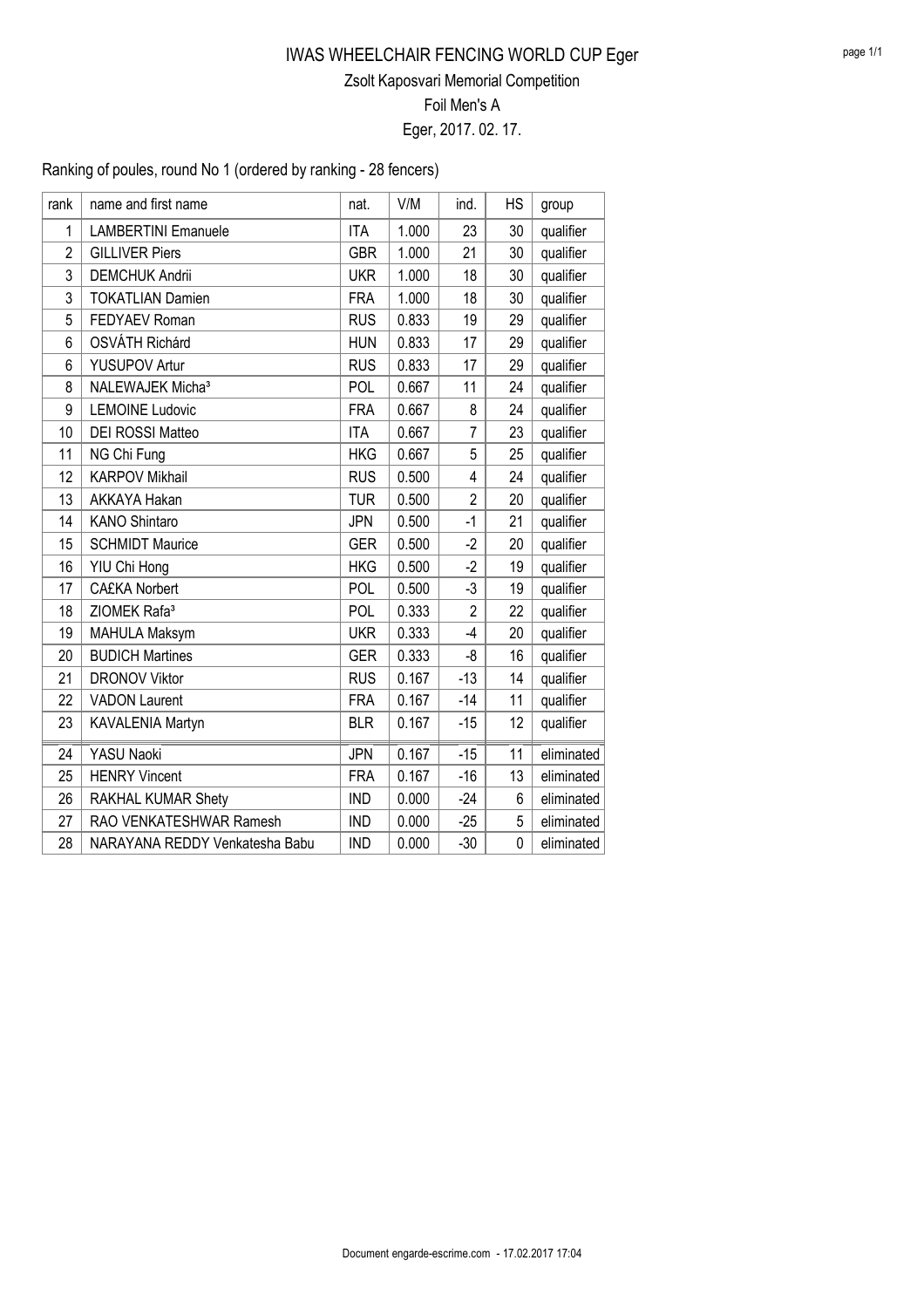# IWAS WHEELCHAIR FENCING WORLD CUP Eger

## Zsolt Kaposvari Memorial Competition

## Foil Men's A

## Eger, 2017. 02. 17.

Ranking of poules, round No 1 (ordered by ranking - 28 fencers)

| rank | name and first name | nat. | V/M | ind. | HS | group |
|---|---|---|---|---|---|---|
| 1 | LAMBERTINI Emanuele | ITA | 1.000 | 23 | 30 | qualifier |
| 2 | GILLIVER Piers | GBR | 1.000 | 21 | 30 | qualifier |
| 3 | DEMCHUK Andrii | UKR | 1.000 | 18 | 30 | qualifier |
| 3 | TOKATLIAN Damien | FRA | 1.000 | 18 | 30 | qualifier |
| 5 | FEDYAEV Roman | RUS | 0.833 | 19 | 29 | qualifier |
| 6 | OSVÁTH Richárd | HUN | 0.833 | 17 | 29 | qualifier |
| 6 | YUSUPOV Artur | RUS | 0.833 | 17 | 29 | qualifier |
| 8 | NALEWAJEK Micha³ | POL | 0.667 | 11 | 24 | qualifier |
| 9 | LEMOINE Ludovic | FRA | 0.667 | 8 | 24 | qualifier |
| 10 | DEI ROSSI Matteo | ITA | 0.667 | 7 | 23 | qualifier |
| 11 | NG Chi Fung | HKG | 0.667 | 5 | 25 | qualifier |
| 12 | KARPOV Mikhail | RUS | 0.500 | 4 | 24 | qualifier |
| 13 | AKKAYA Hakan | TUR | 0.500 | 2 | 20 | qualifier |
| 14 | KANO Shintaro | JPN | 0.500 | -1 | 21 | qualifier |
| 15 | SCHMIDT Maurice | GER | 0.500 | -2 | 20 | qualifier |
| 16 | YIU Chi Hong | HKG | 0.500 | -2 | 19 | qualifier |
| 17 | CA£KA Norbert | POL | 0.500 | -3 | 19 | qualifier |
| 18 | ZIOMEK Rafa³ | POL | 0.333 | 2 | 22 | qualifier |
| 19 | MAHULA Maksym | UKR | 0.333 | -4 | 20 | qualifier |
| 20 | BUDICH Martines | GER | 0.333 | -8 | 16 | qualifier |
| 21 | DRONOV Viktor | RUS | 0.167 | -13 | 14 | qualifier |
| 22 | VADON Laurent | FRA | 0.167 | -14 | 11 | qualifier |
| 23 | KAVALENIA Martyn | BLR | 0.167 | -15 | 12 | qualifier |
| 24 | YASU Naoki | JPN | 0.167 | -15 | 11 | eliminated |
| 25 | HENRY Vincent | FRA | 0.167 | -16 | 13 | eliminated |
| 26 | RAKHAL KUMAR Shety | IND | 0.000 | -24 | 6 | eliminated |
| 27 | RAO VENKATESHWAR Ramesh | IND | 0.000 | -25 | 5 | eliminated |
| 28 | NARAYANA REDDY Venkatesha Babu | IND | 0.000 | -30 | 0 | eliminated |

Document engarde-escrime.com - 17.02.2017 17:04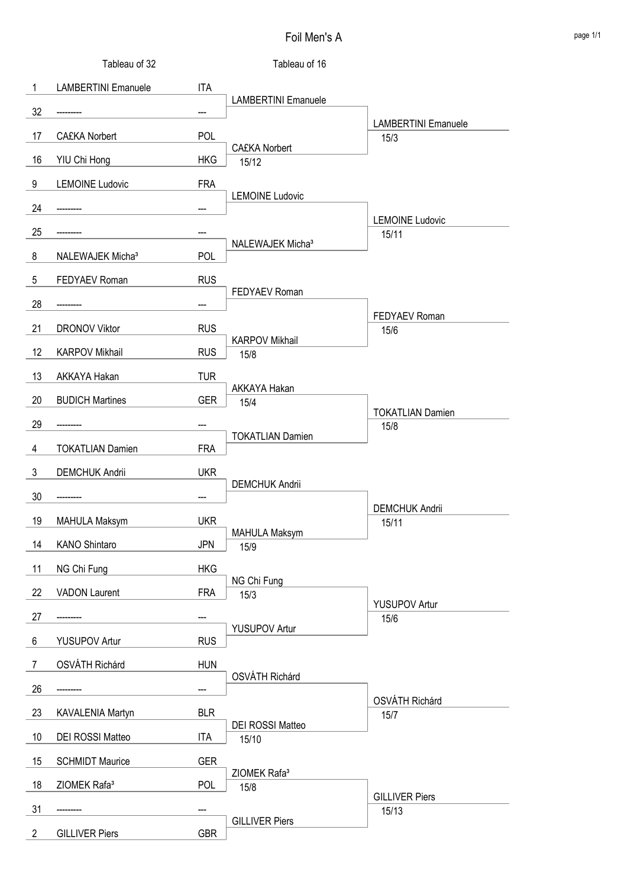# Foil Men's A

## Tableau of 32

| Seed | Name | Country |
|---|---|---|
| 1 | LAMBERTINI Emanuele | ITA |
| 32 | --------- | --- |
| 17 | CA£KA Norbert | POL |
| 16 | YIU Chi Hong | HKG |
| 9 | LEMOINE Ludovic | FRA |
| 24 | --------- | --- |
| 25 | --------- | --- |
| 8 | NALEWAJEK Micha³ | POL |
| 5 | FEDYAEV Roman | RUS |
| 28 | --------- | --- |
| 21 | DRONOV Viktor | RUS |
| 12 | KARPOV Mikhail | RUS |
| 13 | AKKAYA Hakan | TUR |
| 20 | BUDICH Martines | GER |
| 29 | --------- | --- |
| 4 | TOKATLIAN Damien | FRA |
| 3 | DEMCHUK Andrii | UKR |
| 30 | --------- | --- |
| 19 | MAHULA Maksym | UKR |
| 14 | KANO Shintaro | JPN |
| 11 | NG Chi Fung | HKG |
| 22 | VADON Laurent | FRA |
| 27 | --------- | --- |
| 6 | YUSUPOV Artur | RUS |
| 7 | OSVÁTH Richárd | HUN |
| 26 | --------- | --- |
| 23 | KAVALENIA Martyn | BLR |
| 10 | DEI ROSSI Matteo | ITA |
| 15 | SCHMIDT Maurice | GER |
| 18 | ZIOMEK Rafa³ | POL |
| 31 | --------- | --- |
| 2 | GILLIVER Piers | GBR |

## Tableau of 16

| Winner | Score |
|---|---|
| LAMBERTINI Emanuele | |
| CA£KA Norbert | 15/12 |
| LEMOINE Ludovic | |
| NALEWAJEK Micha³ | |
| FEDYAEV Roman | |
| KARPOV Mikhail | 15/8 |
| AKKAYA Hakan | 15/4 |
| TOKATLIAN Damien | |
| DEMCHUK Andrii | |
| MAHULA Maksym | 15/9 |
| NG Chi Fung | 15/3 |
| YUSUPOV Artur | |
| OSVÁTH Richárd | |
| DEI ROSSI Matteo | 15/10 |
| ZIOMEK Rafa³ | 15/8 |
| GILLIVER Piers | |

## Quarter-finalists

| Winner | Score |
|---|---|
| LAMBERTINI Emanuele | 15/3 |
| LEMOINE Ludovic | 15/11 |
| FEDYAEV Roman | 15/6 |
| TOKATLIAN Damien | 15/8 |
| DEMCHUK Andrii | 15/11 |
| YUSUPOV Artur | 15/6 |
| OSVÁTH Richárd | 15/7 |
| GILLIVER Piers | 15/13 |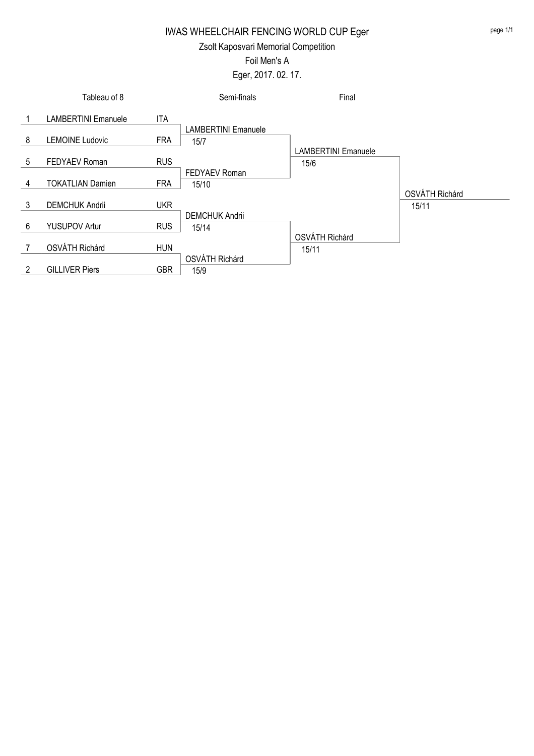# IWAS WHEELCHAIR FENCING WORLD CUP Eger

## Zsolt Kaposvari Memorial Competition

### Foil Men's A

Eger, 2017. 02. 17.

| Seed | Tableau of 8 | Nation | Semi-finals | Final | Winner |
| --- | --- | --- | --- | --- | --- |
| 1 | LAMBERTINI Emanuele | ITA | | | |
| | | | LAMBERTINI Emanuele 15/7 | | |
| 8 | LEMOINE Ludovic | FRA | | | |
| | | | | LAMBERTINI Emanuele 15/6 | |
| 5 | FEDYAEV Roman | RUS | | | |
| | | | FEDYAEV Roman 15/10 | | |
| 4 | TOKATLIAN Damien | FRA | | | |
| | | | | | OSVÁTH Richárd 15/11 |
| 3 | DEMCHUK Andrii | UKR | | | |
| | | | DEMCHUK Andrii 15/14 | | |
| 6 | YUSUPOV Artur | RUS | | | |
| | | | | OSVÁTH Richárd 15/11 | |
| 7 | OSVÁTH Richárd | HUN | | | |
| | | | OSVÁTH Richárd 15/9 | | |
| 2 | GILLIVER Piers | GBR | | | |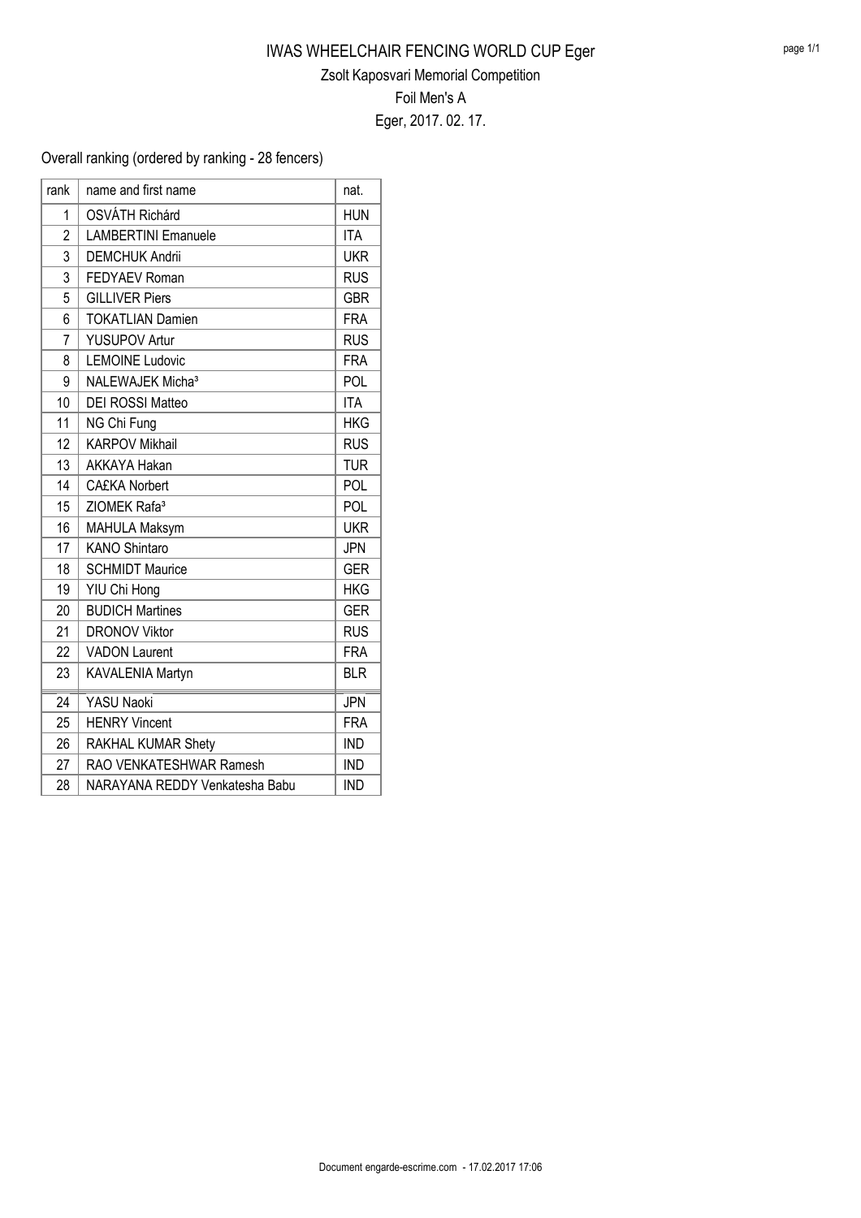# IWAS WHEELCHAIR FENCING WORLD CUP Eger

## Zsolt Kaposvari Memorial Competition

### Foil Men's A

Eger, 2017. 02. 17.

Overall ranking (ordered by ranking - 28 fencers)

| rank | name and first name | nat. |
|---|---|---|
| 1 | OSVÁTH Richárd | HUN |
| 2 | LAMBERTINI Emanuele | ITA |
| 3 | DEMCHUK Andrii | UKR |
| 3 | FEDYAEV Roman | RUS |
| 5 | GILLIVER Piers | GBR |
| 6 | TOKATLIAN Damien | FRA |
| 7 | YUSUPOV Artur | RUS |
| 8 | LEMOINE Ludovic | FRA |
| 9 | NALEWAJEK Micha³ | POL |
| 10 | DEI ROSSI Matteo | ITA |
| 11 | NG Chi Fung | HKG |
| 12 | KARPOV Mikhail | RUS |
| 13 | AKKAYA Hakan | TUR |
| 14 | CA£KA Norbert | POL |
| 15 | ZIOMEK Rafa³ | POL |
| 16 | MAHULA Maksym | UKR |
| 17 | KANO Shintaro | JPN |
| 18 | SCHMIDT Maurice | GER |
| 19 | YIU Chi Hong | HKG |
| 20 | BUDICH Martines | GER |
| 21 | DRONOV Viktor | RUS |
| 22 | VADON Laurent | FRA |
| 23 | KAVALENIA Martyn | BLR |
| 24 | YASU Naoki | JPN |
| 25 | HENRY Vincent | FRA |
| 26 | RAKHAL KUMAR Shety | IND |
| 27 | RAO VENKATESHWAR Ramesh | IND |
| 28 | NARAYANA REDDY Venkatesha Babu | IND |

Document engarde-escrime.com - 17.02.2017 17:06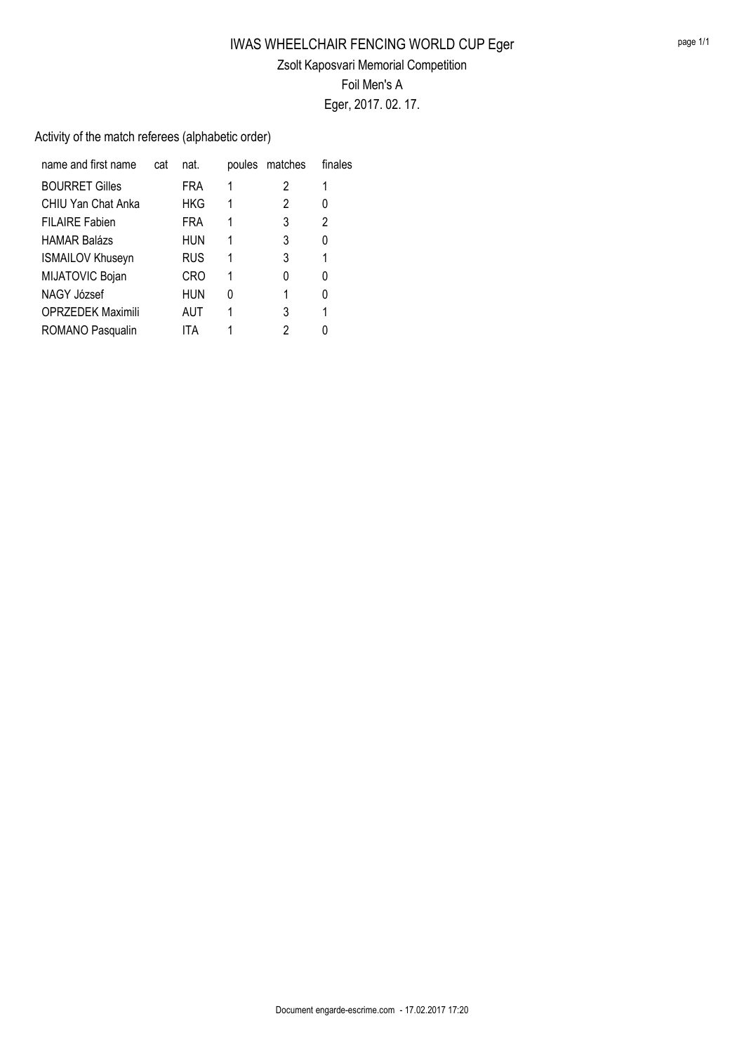# IWAS WHEELCHAIR FENCING WORLD CUP Eger

## Zsolt Kaposvari Memorial Competition

## Foil Men's A

Eger, 2017. 02. 17.

Activity of the match referees (alphabetic order)

| name and first name | cat | nat. | poules | matches | finales |
|---|---|---|---|---|---|
| BOURRET Gilles | | FRA | 1 | 2 | 1 |
| CHIU Yan Chat Anka | | HKG | 1 | 2 | 0 |
| FILAIRE Fabien | | FRA | 1 | 3 | 2 |
| HAMAR Balázs | | HUN | 1 | 3 | 0 |
| ISMAILOV Khuseyn | | RUS | 1 | 3 | 1 |
| MIJATOVIC Bojan | | CRO | 1 | 0 | 0 |
| NAGY József | | HUN | 0 | 1 | 0 |
| OPRZEDEK Maximili | | AUT | 1 | 3 | 1 |
| ROMANO Pasqualin | | ITA | 1 | 2 | 0 |

Document engarde-escrime.com - 17.02.2017 17:20